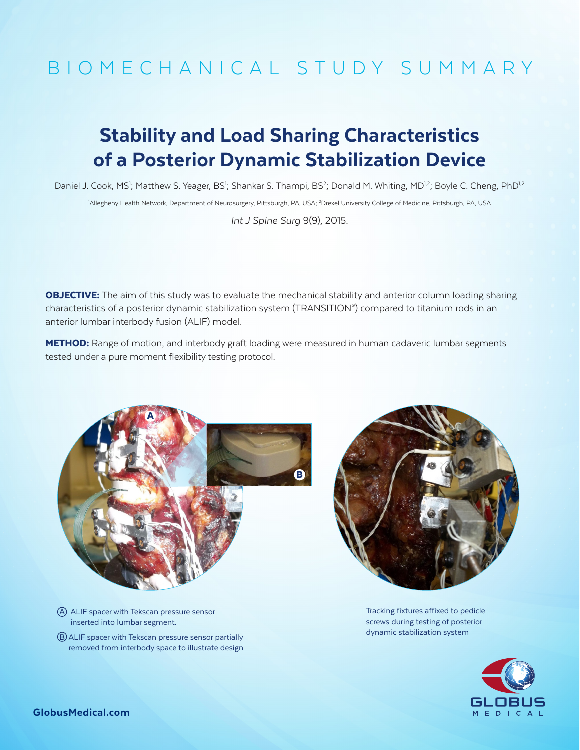BIOMECHANICAL STUDY SUMMARY

# Stability and Load Sharing Characteristics of a Posterior Dynamic Stabilization Device

Daniel J. Cook, MS[1]; Matthew S. Yeager, BS[1]; Shankar S. Thampi, BS[2]; Donald M. Whiting, MD[1,2]; Boyle C. Cheng, PhD[1,2]

[1]Allegheny Health Network, Department of Neurosurgery, Pittsburgh, PA, USA; [2]Drexel University College of Medicine, Pittsburgh, PA, USA

*Int J Spine Surg* 9(9), 2015.

**OBJECTIVE:** The aim of this study was to evaluate the mechanical stability and anterior column loading sharing characteristics of a posterior dynamic stabilization system (TRANSITION®) compared to titanium rods in an anterior lumbar interbody fusion (ALIF) model.

**METHOD:** Range of motion, and interbody graft loading were measured in human cadaveric lumbar segments tested under a pure moment flexibility testing protocol.

Ⓐ ALIF spacer with Tekscan pressure sensor inserted into lumbar segment.

Ⓑ ALIF spacer with Tekscan pressure sensor partially removed from interbody space to illustrate design

Tracking fixtures affixed to pedicle screws during testing of posterior dynamic stabilization system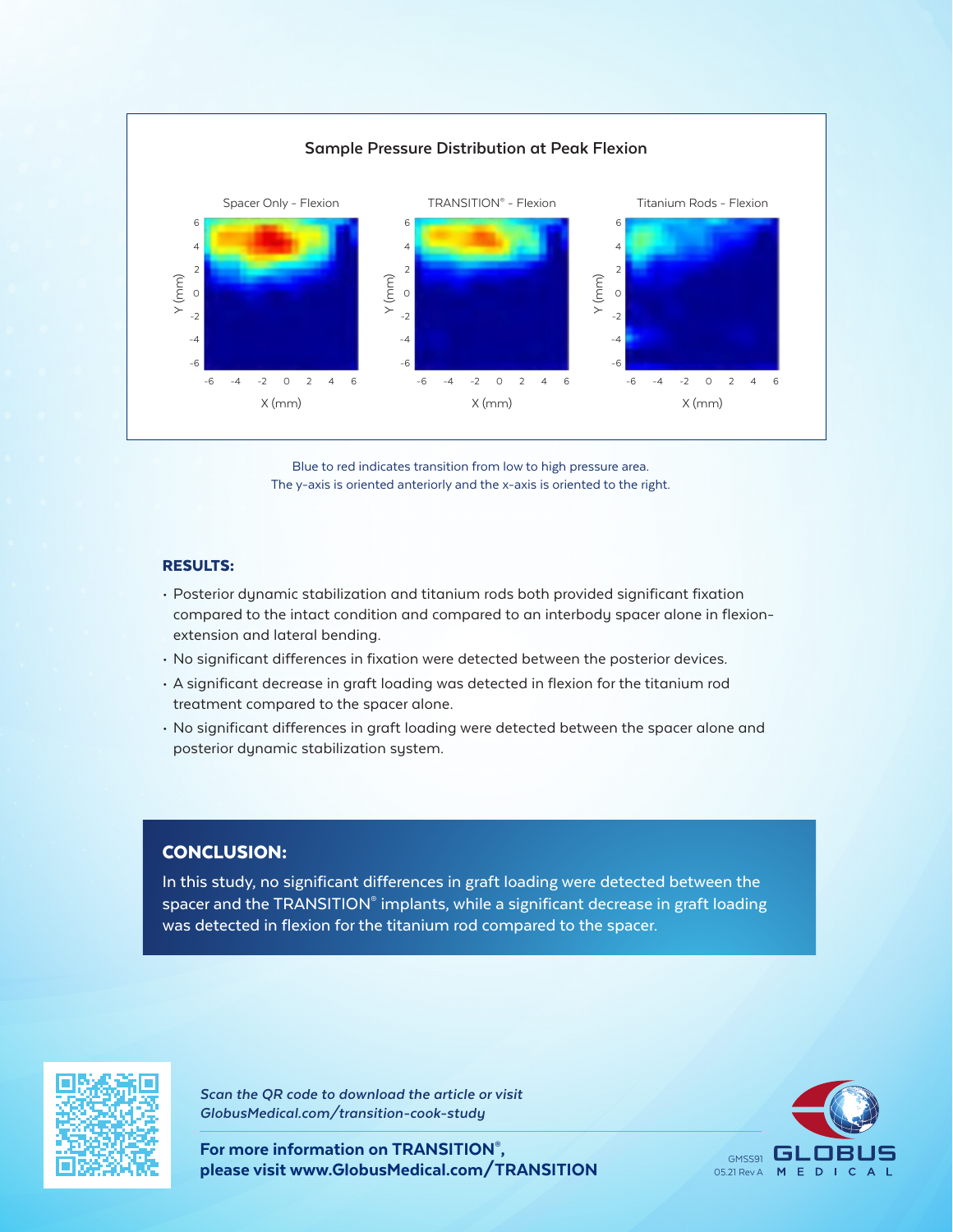### Sample Pressure Distribution at Peak Flexion

Spacer Only - Flexion

TRANSITION® - Flexion

Titanium Rods - Flexion

Y (mm)

X (mm)

6 4 2 0 -2 -4 -6

-6 -4 -2 0 2 4 6

Blue to red indicates transition from low to high pressure area.
The y-axis is oriented anteriorly and the x-axis is oriented to the right.

## RESULTS:

- Posterior dynamic stabilization and titanium rods both provided significant fixation compared to the intact condition and compared to an interbody spacer alone in flexion-extension and lateral bending.
- No significant differences in fixation were detected between the posterior devices.
- A significant decrease in graft loading was detected in flexion for the titanium rod treatment compared to the spacer alone.
- No significant differences in graft loading were detected between the spacer alone and posterior dynamic stabilization system.

## CONCLUSION:

In this study, no significant differences in graft loading were detected between the spacer and the TRANSITION® implants, while a significant decrease in graft loading was detected in flexion for the titanium rod compared to the spacer.

*Scan the QR code to download the article or visit GlobusMedical.com/transition-cook-study*

**For more information on TRANSITION®, please visit www.GlobusMedical.com/TRANSITION**

GMSS91
05.21 Rev A

GLOBUS MEDICAL